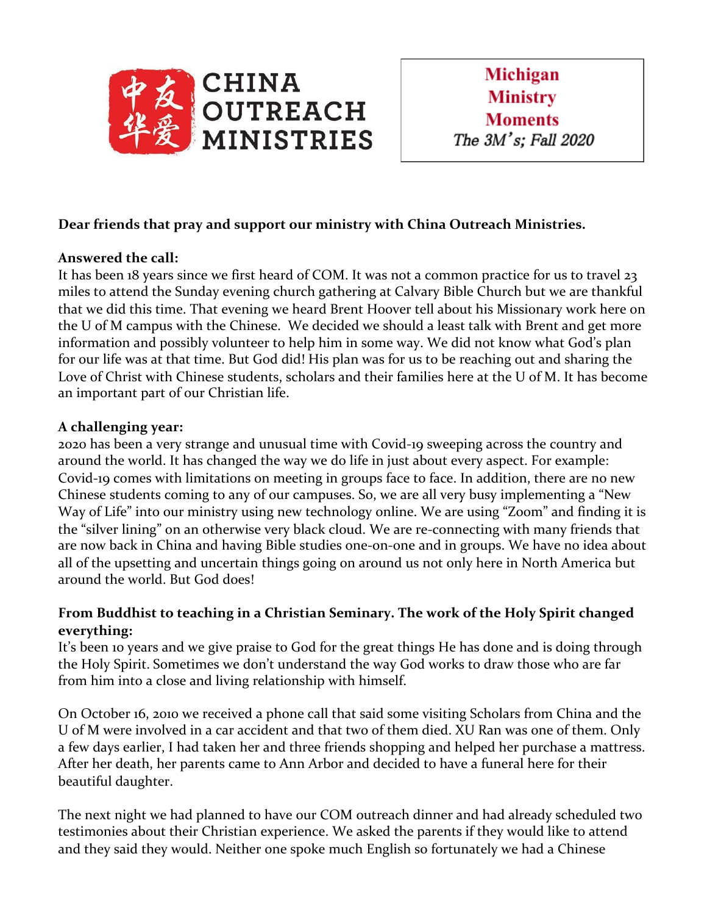**CHINA OUTREACH MINISTRIES**

**Michigan Ministry Moments**
*The 3M's; Fall 2020*

**Dear friends that pray and support our ministry with China Outreach Ministries.**

**Answered the call:**
It has been 18 years since we first heard of COM. It was not a common practice for us to travel 23 miles to attend the Sunday evening church gathering at Calvary Bible Church but we are thankful that we did this time. That evening we heard Brent Hoover tell about his Missionary work here on the U of M campus with the Chinese. We decided we should a least talk with Brent and get more information and possibly volunteer to help him in some way. We did not know what God's plan for our life was at that time. But God did! His plan was for us to be reaching out and sharing the Love of Christ with Chinese students, scholars and their families here at the U of M. It has become an important part of our Christian life.

**A challenging year:**
2020 has been a very strange and unusual time with Covid-19 sweeping across the country and around the world. It has changed the way we do life in just about every aspect. For example: Covid-19 comes with limitations on meeting in groups face to face. In addition, there are no new Chinese students coming to any of our campuses. So, we are all very busy implementing a "New Way of Life" into our ministry using new technology online. We are using "Zoom" and finding it is the "silver lining" on an otherwise very black cloud. We are re-connecting with many friends that are now back in China and having Bible studies one-on-one and in groups. We have no idea about all of the upsetting and uncertain things going on around us not only here in North America but around the world. But God does!

**From Buddhist to teaching in a Christian Seminary. The work of the Holy Spirit changed everything:**
It's been 10 years and we give praise to God for the great things He has done and is doing through the Holy Spirit. Sometimes we don't understand the way God works to draw those who are far from him into a close and living relationship with himself.

On October 16, 2010 we received a phone call that said some visiting Scholars from China and the U of M were involved in a car accident and that two of them died. XU Ran was one of them. Only a few days earlier, I had taken her and three friends shopping and helped her purchase a mattress. After her death, her parents came to Ann Arbor and decided to have a funeral here for their beautiful daughter.

The next night we had planned to have our COM outreach dinner and had already scheduled two testimonies about their Christian experience. We asked the parents if they would like to attend and they said they would. Neither one spoke much English so fortunately we had a Chinese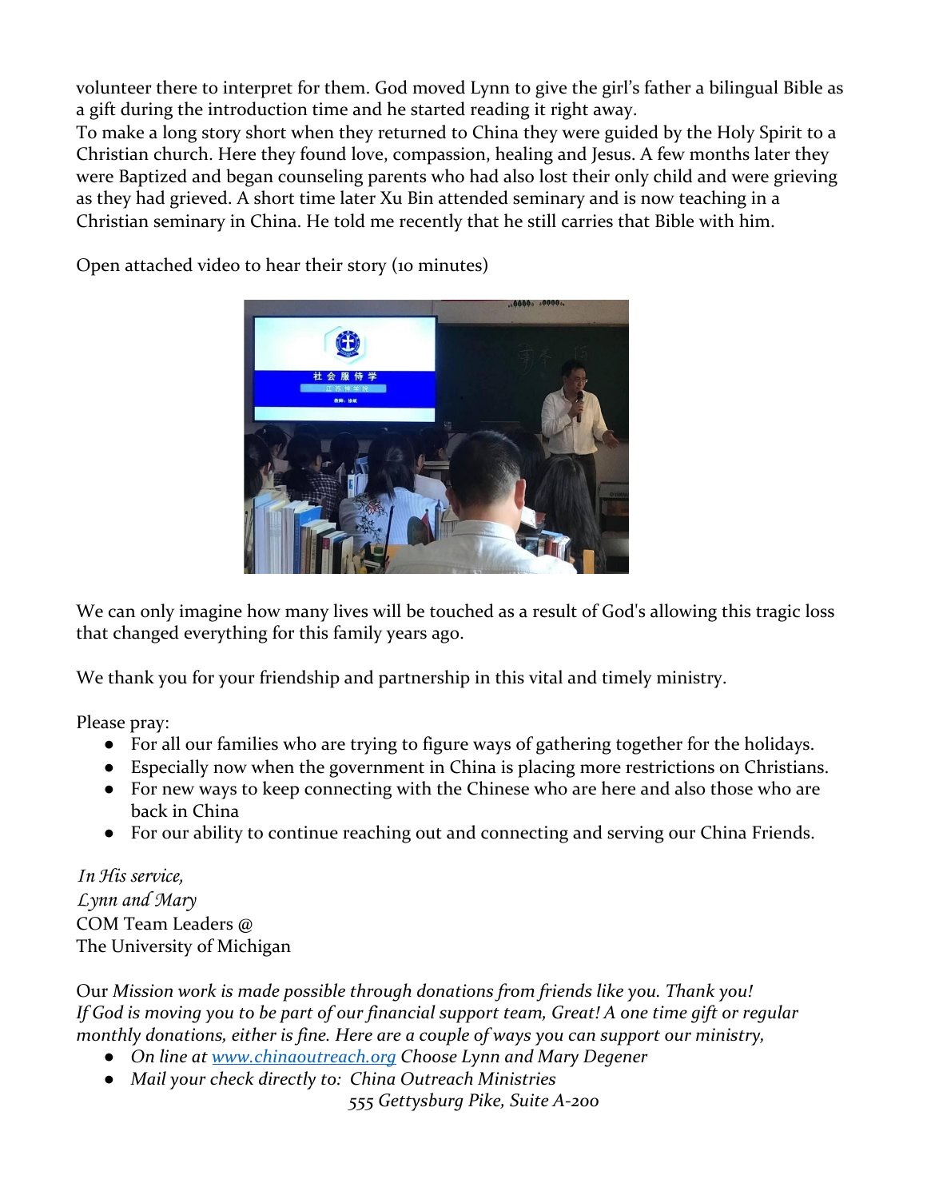volunteer there to interpret for them. God moved Lynn to give the girl's father a bilingual Bible as a gift during the introduction time and he started reading it right away.
To make a long story short when they returned to China they were guided by the Holy Spirit to a Christian church. Here they found love, compassion, healing and Jesus. A few months later they were Baptized and began counseling parents who had also lost their only child and were grieving as they had grieved. A short time later Xu Bin attended seminary and is now teaching in a Christian seminary in China. He told me recently that he still carries that Bible with him.

Open attached video to hear their story (10 minutes)

We can only imagine how many lives will be touched as a result of God's allowing this tragic loss that changed everything for this family years ago.

We thank you for your friendship and partnership in this vital and timely ministry.

Please pray:

- For all our families who are trying to figure ways of gathering together for the holidays.
- Especially now when the government in China is placing more restrictions on Christians.
- For new ways to keep connecting with the Chinese who are here and also those who are back in China
- For our ability to continue reaching out and connecting and serving our China Friends.

*In His service,*
*Lynn and Mary*
COM Team Leaders @
The University of Michigan

*Our Mission work is made possible through donations from friends like you. Thank you!*
*If God is moving you to be part of our financial support team, Great! A one time gift or regular monthly donations, either is fine. Here are a couple of ways you can support our ministry,*

- *On line at [www.chinaoutreach.org](http://www.chinaoutreach.org) Choose Lynn and Mary Degener*
- *Mail your check directly to: China Outreach Ministries*
  *555 Gettysburg Pike, Suite A-200*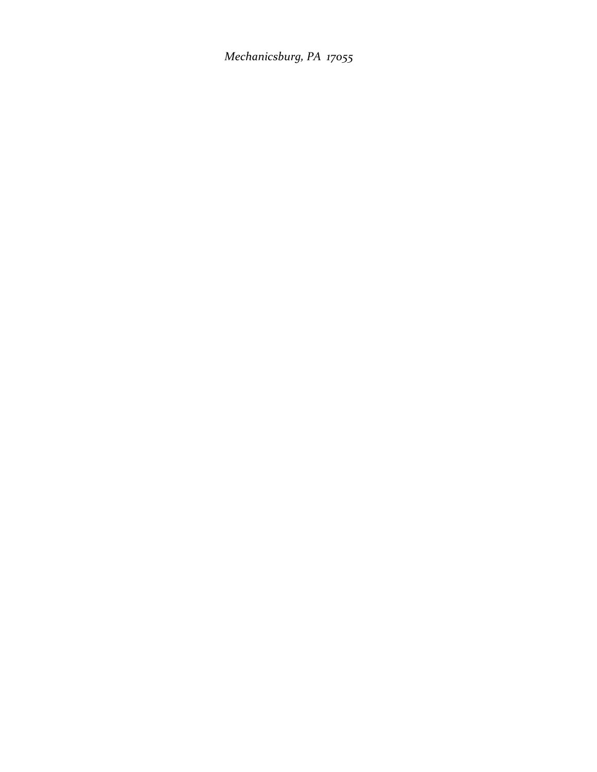*Mechanicsburg, PA  17055*